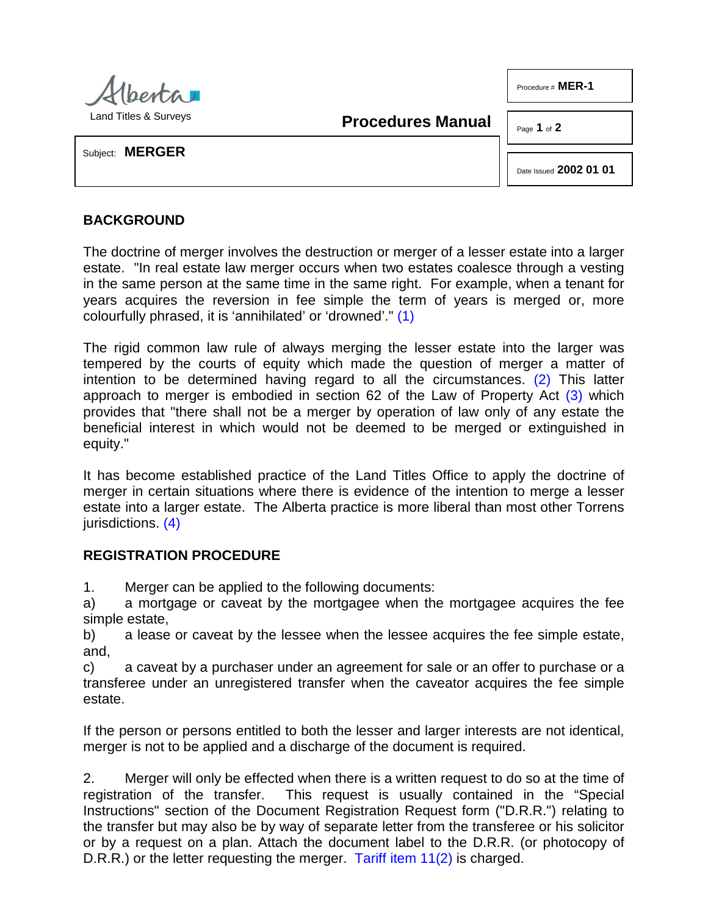Alberta
Land Titles & Surveys

**Procedures Manual**

Procedure # **MER-1**

Date Issued **2002 01 01**

Subject: **MERGER**

## BACKGROUND

The doctrine of merger involves the destruction or merger of a lesser estate into a larger estate. "In real estate law merger occurs when two estates coalesce through a vesting in the same person at the same time in the same right. For example, when a tenant for years acquires the reversion in fee simple the term of years is merged or, more colourfully phrased, it is 'annihilated' or 'drowned'." (1)

The rigid common law rule of always merging the lesser estate into the larger was tempered by the courts of equity which made the question of merger a matter of intention to be determined having regard to all the circumstances. (2) This latter approach to merger is embodied in section 62 of the Law of Property Act (3) which provides that "there shall not be a merger by operation of law only of any estate the beneficial interest in which would not be deemed to be merged or extinguished in equity."

It has become established practice of the Land Titles Office to apply the doctrine of merger in certain situations where there is evidence of the intention to merge a lesser estate into a larger estate. The Alberta practice is more liberal than most other Torrens jurisdictions. (4)

## REGISTRATION PROCEDURE

1. Merger can be applied to the following documents:

a) a mortgage or caveat by the mortgagee when the mortgagee acquires the fee simple estate,

b) a lease or caveat by the lessee when the lessee acquires the fee simple estate, and,

c) a caveat by a purchaser under an agreement for sale or an offer to purchase or a transferee under an unregistered transfer when the caveator acquires the fee simple estate.

If the person or persons entitled to both the lesser and larger interests are not identical, merger is not to be applied and a discharge of the document is required.

2. Merger will only be effected when there is a written request to do so at the time of registration of the transfer. This request is usually contained in the "Special Instructions" section of the Document Registration Request form ("D.R.R.") relating to the transfer but may also be by way of separate letter from the transferee or his solicitor or by a request on a plan. Attach the document label to the D.R.R. (or photocopy of D.R.R.) or the letter requesting the merger. Tariff item 11(2) is charged.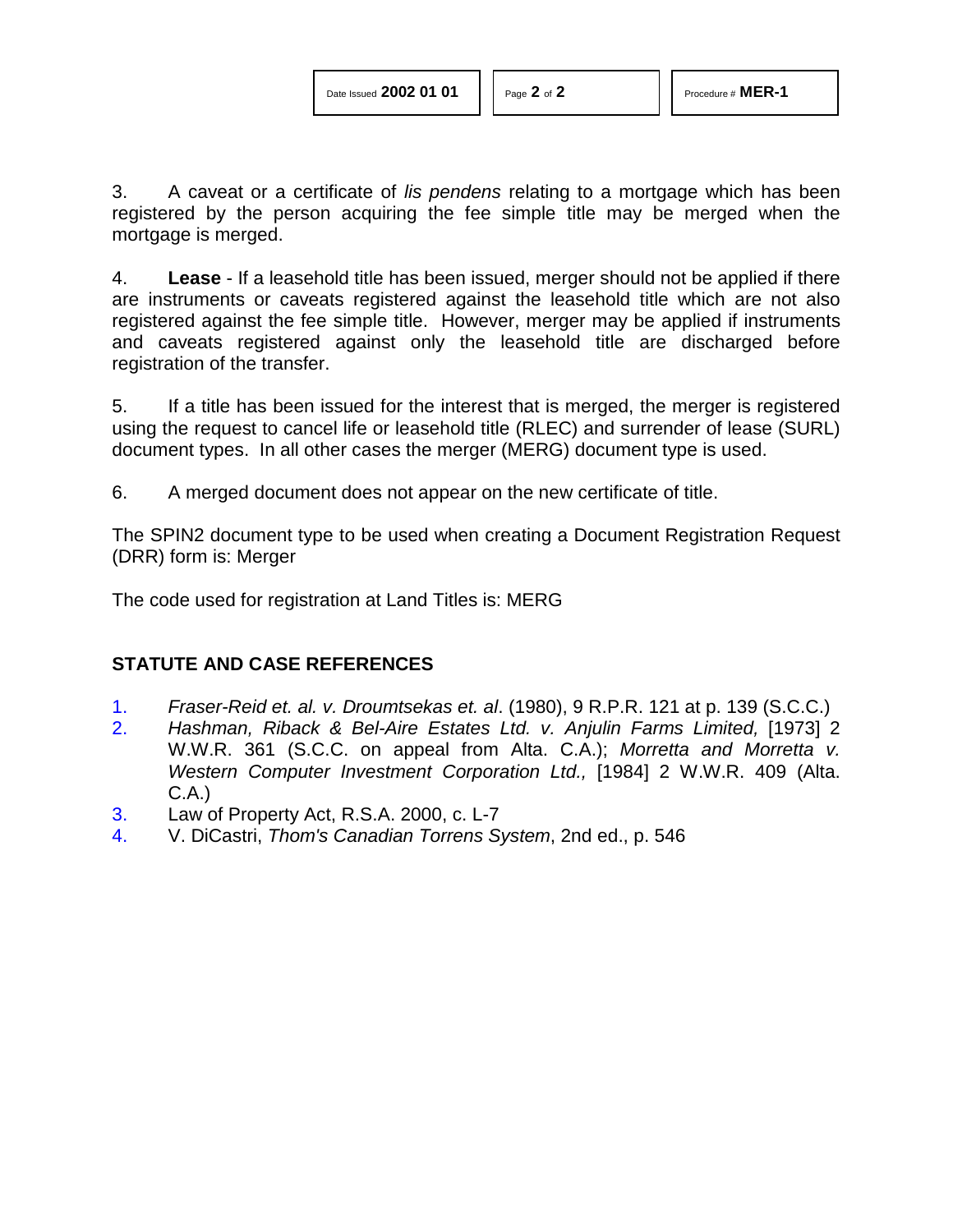3. A caveat or a certificate of *lis pendens* relating to a mortgage which has been registered by the person acquiring the fee simple title may be merged when the mortgage is merged.

4. **Lease** - If a leasehold title has been issued, merger should not be applied if there are instruments or caveats registered against the leasehold title which are not also registered against the fee simple title. However, merger may be applied if instruments and caveats registered against only the leasehold title are discharged before registration of the transfer.

5. If a title has been issued for the interest that is merged, the merger is registered using the request to cancel life or leasehold title (RLEC) and surrender of lease (SURL) document types. In all other cases the merger (MERG) document type is used.

6. A merged document does not appear on the new certificate of title.

The SPIN2 document type to be used when creating a Document Registration Request (DRR) form is: Merger

The code used for registration at Land Titles is: MERG

## STATUTE AND CASE REFERENCES

1. *Fraser-Reid et. al. v. Droumtsekas et. al*. (1980), 9 R.P.R. 121 at p. 139 (S.C.C.)
2. *Hashman, Riback & Bel-Aire Estates Ltd. v. Anjulin Farms Limited,* [1973] 2 W.W.R. 361 (S.C.C. on appeal from Alta. C.A.); *Morretta and Morretta v. Western Computer Investment Corporation Ltd.,* [1984] 2 W.W.R. 409 (Alta. C.A.)
3. Law of Property Act, R.S.A. 2000, c. L-7
4. V. DiCastri, *Thom's Canadian Torrens System*, 2nd ed., p. 546